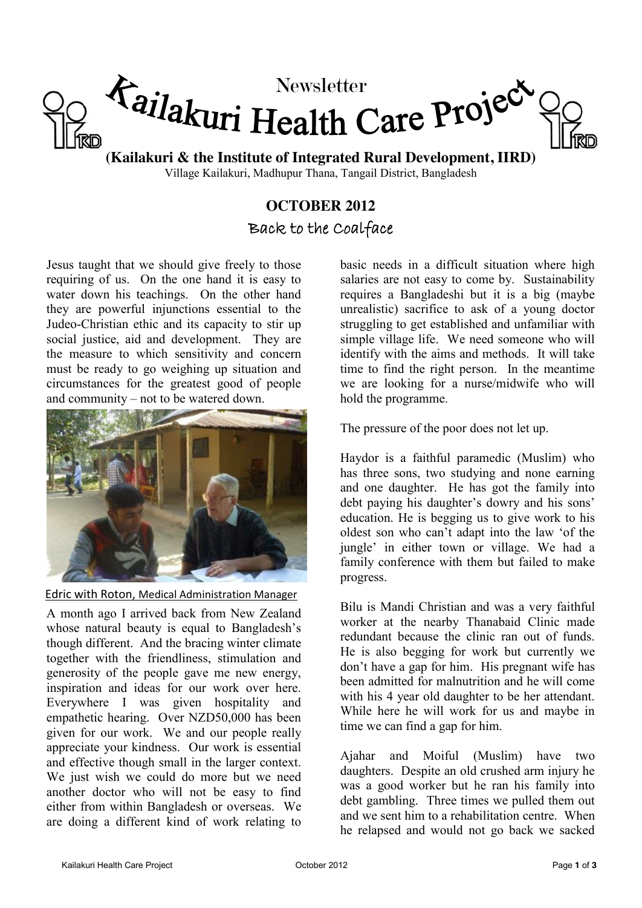# Newsletter
# Kailakuri Health Care Project

**(Kailakuri & the Institute of Integrated Rural Development, IIRD)**
Village Kailakuri, Madhupur Thana, Tangail District, Bangladesh

## OCTOBER 2012

### Back to the Coalface

Jesus taught that we should give freely to those requiring of us. On the one hand it is easy to water down his teachings. On the other hand they are powerful injunctions essential to the Judeo-Christian ethic and its capacity to stir up social justice, aid and development. They are the measure to which sensitivity and concern must be ready to go weighing up situation and circumstances for the greatest good of people and community – not to be watered down.

Edric with Roton, Medical Administration Manager

A month ago I arrived back from New Zealand whose natural beauty is equal to Bangladesh's though different. And the bracing winter climate together with the friendliness, stimulation and generosity of the people gave me new energy, inspiration and ideas for our work over here. Everywhere I was given hospitality and empathetic hearing. Over NZD50,000 has been given for our work. We and our people really appreciate your kindness. Our work is essential and effective though small in the larger context. We just wish we could do more but we need another doctor who will not be easy to find either from within Bangladesh or overseas. We are doing a different kind of work relating to basic needs in a difficult situation where high salaries are not easy to come by. Sustainability requires a Bangladeshi but it is a big (maybe unrealistic) sacrifice to ask of a young doctor struggling to get established and unfamiliar with simple village life. We need someone who will identify with the aims and methods. It will take time to find the right person. In the meantime we are looking for a nurse/midwife who will hold the programme.

The pressure of the poor does not let up.

Haydor is a faithful paramedic (Muslim) who has three sons, two studying and none earning and one daughter. He has got the family into debt paying his daughter's dowry and his sons' education. He is begging us to give work to his oldest son who can't adapt into the law 'of the jungle' in either town or village. We had a family conference with them but failed to make progress.

Bilu is Mandi Christian and was a very faithful worker at the nearby Thanabaid Clinic made redundant because the clinic ran out of funds. He is also begging for work but currently we don't have a gap for him. His pregnant wife has been admitted for malnutrition and he will come with his 4 year old daughter to be her attendant. While here he will work for us and maybe in time we can find a gap for him.

Ajahar and Moiful (Muslim) have two daughters. Despite an old crushed arm injury he was a good worker but he ran his family into debt gambling. Three times we pulled them out and we sent him to a rehabilitation centre. When he relapsed and would not go back we sacked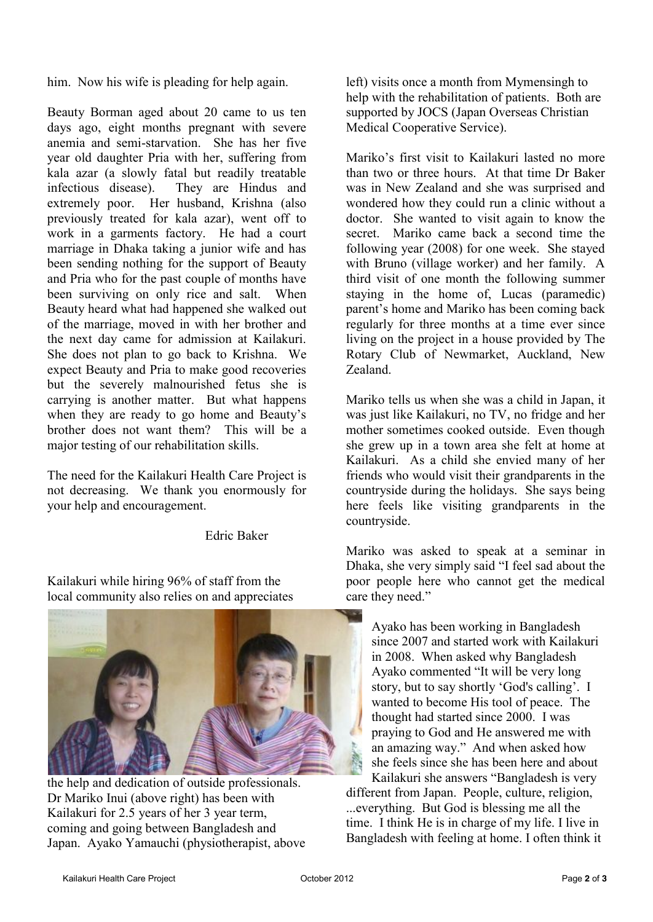him. Now his wife is pleading for help again.

Beauty Borman aged about 20 came to us ten days ago, eight months pregnant with severe anemia and semi-starvation. She has her five year old daughter Pria with her, suffering from kala azar (a slowly fatal but readily treatable infectious disease). They are Hindus and extremely poor. Her husband, Krishna (also previously treated for kala azar), went off to work in a garments factory. He had a court marriage in Dhaka taking a junior wife and has been sending nothing for the support of Beauty and Pria who for the past couple of months have been surviving on only rice and salt. When Beauty heard what had happened she walked out of the marriage, moved in with her brother and the next day came for admission at Kailakuri. She does not plan to go back to Krishna. We expect Beauty and Pria to make good recoveries but the severely malnourished fetus she is carrying is another matter. But what happens when they are ready to go home and Beauty's brother does not want them? This will be a major testing of our rehabilitation skills.

The need for the Kailakuri Health Care Project is not decreasing. We thank you enormously for your help and encouragement.

Edric Baker

Kailakuri while hiring 96% of staff from the local community also relies on and appreciates the help and dedication of outside professionals. Dr Mariko Inui (above right) has been with Kailakuri for 2.5 years of her 3 year term, coming and going between Bangladesh and Japan. Ayako Yamauchi (physiotherapist, above left) visits once a month from Mymensingh to help with the rehabilitation of patients. Both are supported by JOCS (Japan Overseas Christian Medical Cooperative Service).

Mariko's first visit to Kailakuri lasted no more than two or three hours. At that time Dr Baker was in New Zealand and she was surprised and wondered how they could run a clinic without a doctor. She wanted to visit again to know the secret. Mariko came back a second time the following year (2008) for one week. She stayed with Bruno (village worker) and her family. A third visit of one month the following summer staying in the home of, Lucas (paramedic) parent's home and Mariko has been coming back regularly for three months at a time ever since living on the project in a house provided by The Rotary Club of Newmarket, Auckland, New Zealand.

Mariko tells us when she was a child in Japan, it was just like Kailakuri, no TV, no fridge and her mother sometimes cooked outside. Even though she grew up in a town area she felt at home at Kailakuri. As a child she envied many of her friends who would visit their grandparents in the countryside during the holidays. She says being here feels like visiting grandparents in the countryside.

Mariko was asked to speak at a seminar in Dhaka, she very simply said "I feel sad about the poor people here who cannot get the medical care they need."

Ayako has been working in Bangladesh since 2007 and started work with Kailakuri in 2008. When asked why Bangladesh Ayako commented "It will be very long story, but to say shortly 'God's calling'. I wanted to become His tool of peace. The thought had started since 2000. I was praying to God and He answered me with an amazing way." And when asked how she feels since she has been here and about Kailakuri she answers "Bangladesh is very different from Japan. People, culture, religion, ...everything. But God is blessing me all the time. I think He is in charge of my life. I live in Bangladesh with feeling at home. I often think it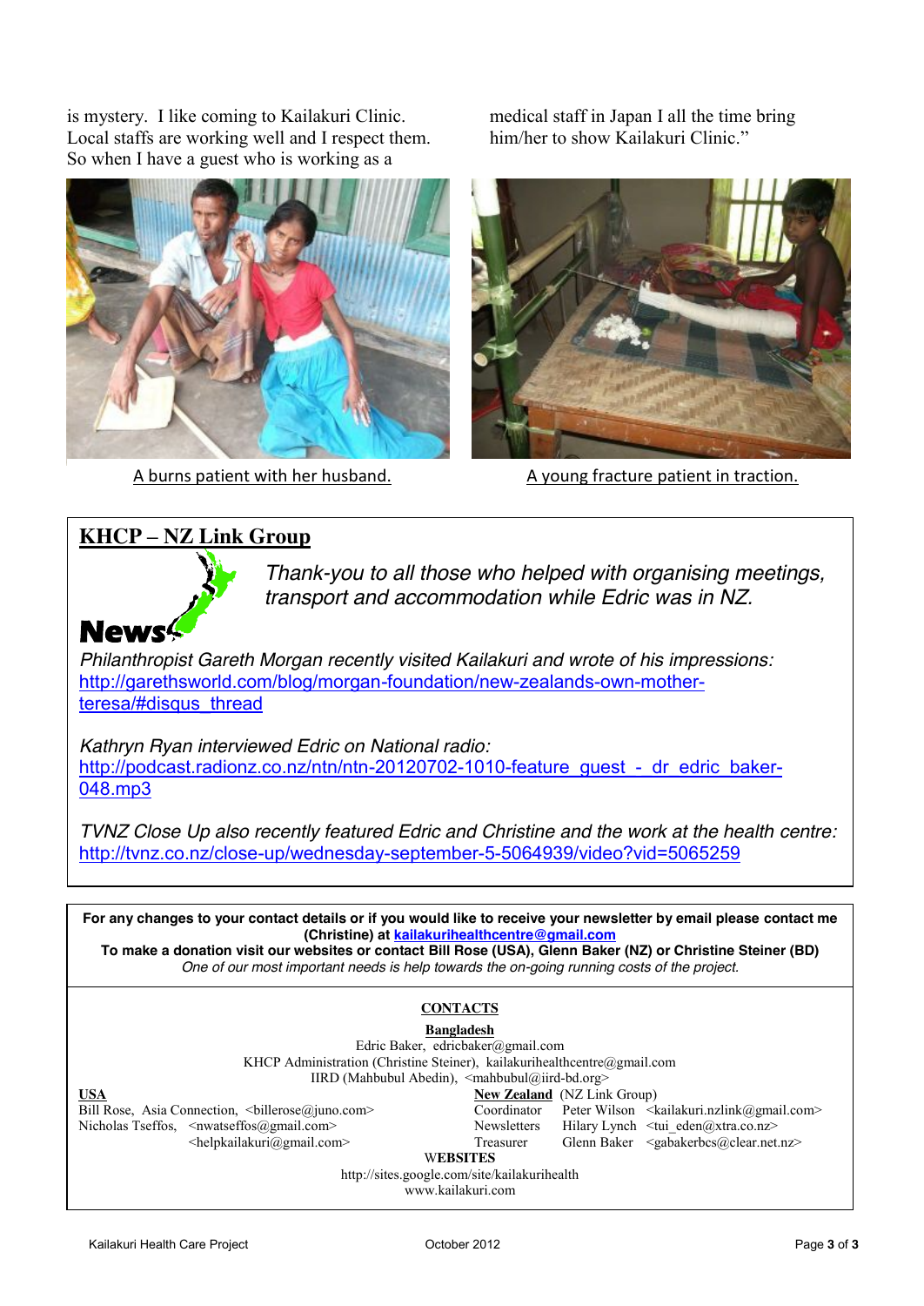is mystery. I like coming to Kailakuri Clinic. Local staffs are working well and I respect them. So when I have a guest who is working as a medical staff in Japan I all the time bring him/her to show Kailakuri Clinic."

A burns patient with her husband.

A young fracture patient in traction.

## KHCP – NZ Link Group

News

*Thank-you to all those who helped with organising meetings, transport and accommodation while Edric was in NZ.*

*Philanthropist Gareth Morgan recently visited Kailakuri and wrote of his impressions:*
http://garethsworld.com/blog/morgan-foundation/new-zealands-own-mother-teresa/#disqus_thread

*Kathryn Ryan interviewed Edric on National radio:*
http://podcast.radionz.co.nz/ntn/ntn-20120702-1010-feature_guest_-_dr_edric_baker-048.mp3

*TVNZ Close Up also recently featured Edric and Christine and the work at the health centre:*
http://tvnz.co.nz/close-up/wednesday-september-5-5064939/video?vid=5065259

**For any changes to your contact details or if you would like to receive your newsletter by email please contact me (Christine) at kailakurihealthcentre@gmail.com**
**To make a donation visit our websites or contact Bill Rose (USA), Glenn Baker (NZ) or Christine Steiner (BD)**
*One of our most important needs is help towards the on-going running costs of the project.*

**CONTACTS**

**Bangladesh**
Edric Baker, edricbaker@gmail.com
KHCP Administration (Christine Steiner), kailakurihealthcentre@gmail.com
IIRD (Mahbubul Abedin), <mahbubul@iird-bd.org>

**USA**
Bill Rose, Asia Connection, <billerose@juno.com>
Nicholas Tseffos, <nwatseffos@gmail.com>
<helpkailakuri@gmail.com>

**New Zealand** (NZ Link Group)
Coordinator Peter Wilson <kailakuri.nzlink@gmail.com>
Newsletters Hilary Lynch <tui_eden@xtra.co.nz>
Treasurer Glenn Baker <gabakerbcs@clear.net.nz>

**WEBSITES**
http://sites.google.com/site/kailakurihealth
www.kailakuri.com